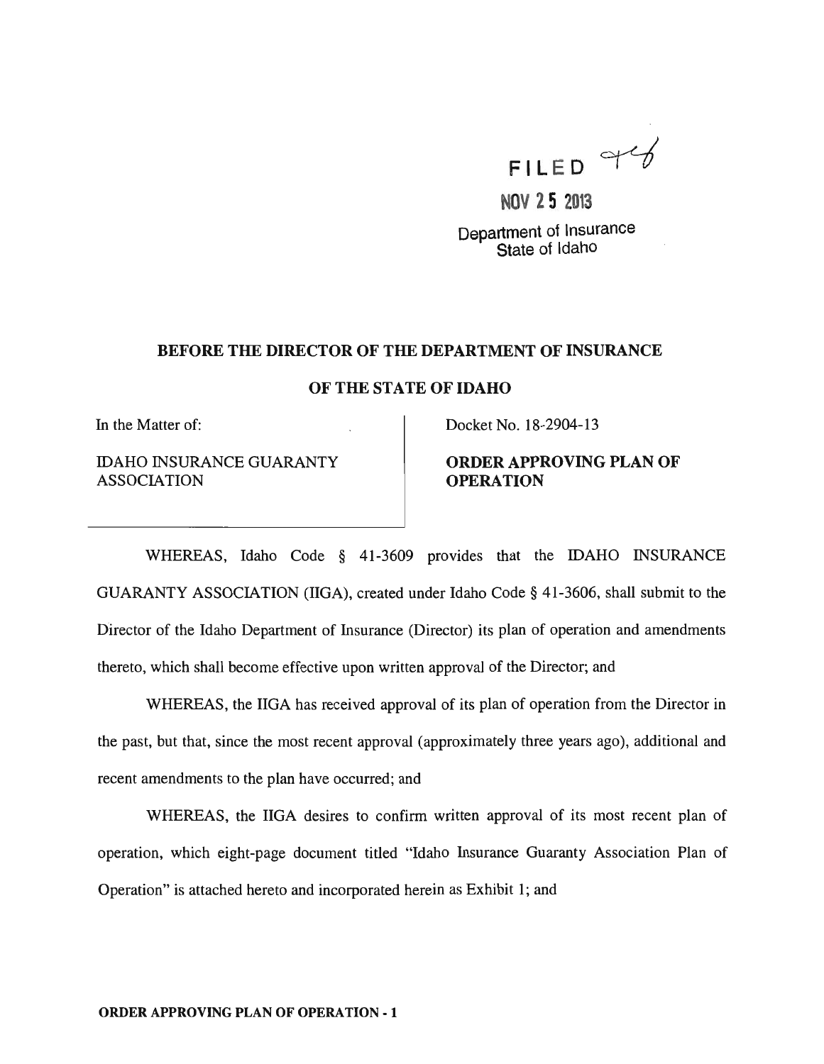FILED

NOV 25 2013

Department of Insurance
State of Idaho

**BEFORE THE DIRECTOR OF THE DEPARTMENT OF INSURANCE**

**OF THE STATE OF IDAHO**

| In the Matter of:<br><br>IDAHO INSURANCE GUARANTY ASSOCIATION | Docket No. 18-2904-13<br><br>**ORDER APPROVING PLAN OF OPERATION** |
|---|---|

WHEREAS, Idaho Code § 41-3609 provides that the IDAHO INSURANCE GUARANTY ASSOCIATION (IIGA), created under Idaho Code § 41-3606, shall submit to the Director of the Idaho Department of Insurance (Director) its plan of operation and amendments thereto, which shall become effective upon written approval of the Director; and

WHEREAS, the IIGA has received approval of its plan of operation from the Director in the past, but that, since the most recent approval (approximately three years ago), additional and recent amendments to the plan have occurred; and

WHEREAS, the IIGA desires to confirm written approval of its most recent plan of operation, which eight-page document titled "Idaho Insurance Guaranty Association Plan of Operation" is attached hereto and incorporated herein as Exhibit 1; and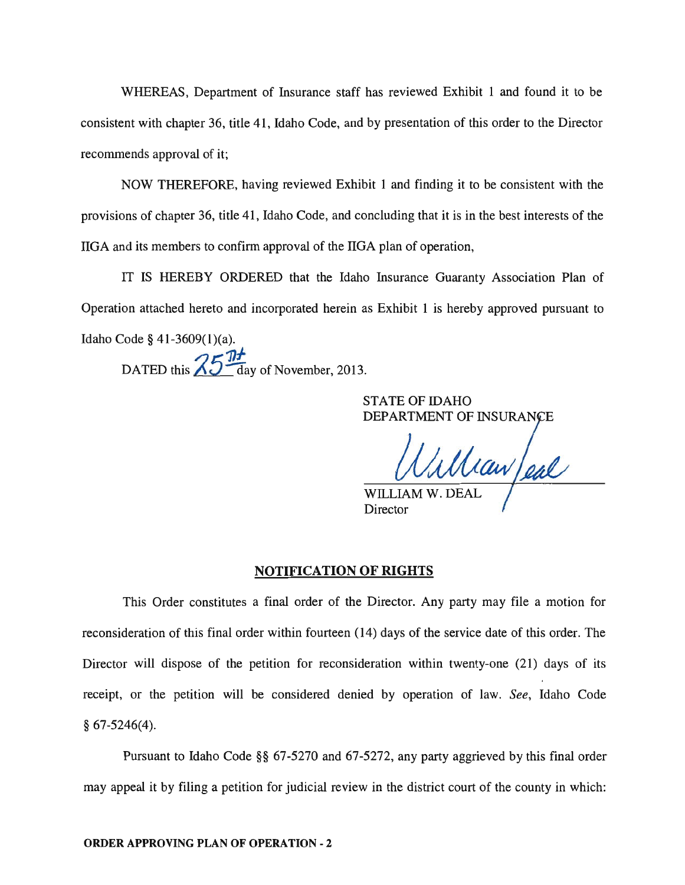WHEREAS, Department of Insurance staff has reviewed Exhibit 1 and found it to be consistent with chapter 36, title 41, Idaho Code, and by presentation of this order to the Director recommends approval of it;

NOW THEREFORE, having reviewed Exhibit 1 and finding it to be consistent with the provisions of chapter 36, title 41, Idaho Code, and concluding that it is in the best interests of the IIGA and its members to confirm approval of the IIGA plan of operation,

IT IS HEREBY ORDERED that the Idaho Insurance Guaranty Association Plan of Operation attached hereto and incorporated herein as Exhibit 1 is hereby approved pursuant to Idaho Code § 41-3609(1)(a).

DATED this 25th day of November, 2013.

STATE OF IDAHO
DEPARTMENT OF INSURANCE

William Deal

WILLIAM W. DEAL
Director

## NOTIFICATION OF RIGHTS

This Order constitutes a final order of the Director. Any party may file a motion for reconsideration of this final order within fourteen (14) days of the service date of this order. The Director will dispose of the petition for reconsideration within twenty-one (21) days of its receipt, or the petition will be considered denied by operation of law. *See*, Idaho Code § 67-5246(4).

Pursuant to Idaho Code §§ 67-5270 and 67-5272, any party aggrieved by this final order may appeal it by filing a petition for judicial review in the district court of the county in which:

**ORDER APPROVING PLAN OF OPERATION - 2**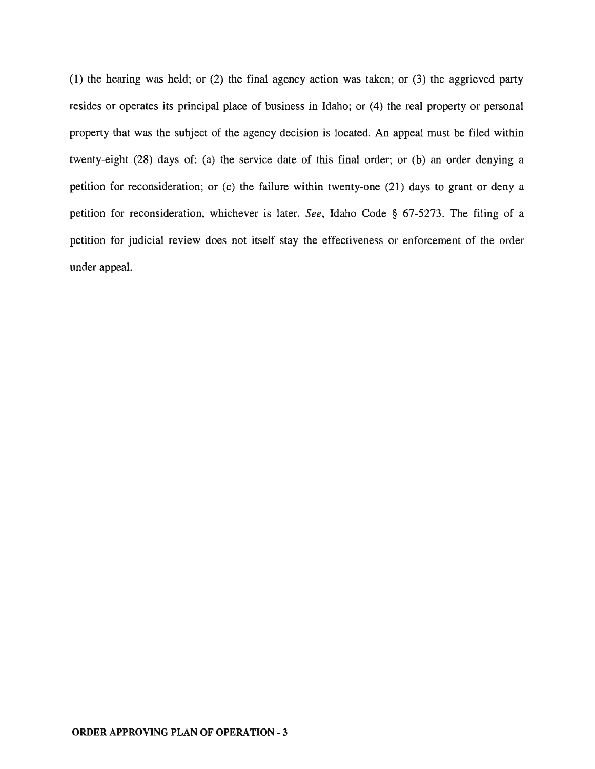(1) the hearing was held; or (2) the final agency action was taken; or (3) the aggrieved party resides or operates its principal place of business in Idaho; or (4) the real property or personal property that was the subject of the agency decision is located. An appeal must be filed within twenty-eight (28) days of: (a) the service date of this final order; or (b) an order denying a petition for reconsideration; or (c) the failure within twenty-one (21) days to grant or deny a petition for reconsideration, whichever is later. *See*, Idaho Code § 67-5273. The filing of a petition for judicial review does not itself stay the effectiveness or enforcement of the order under appeal.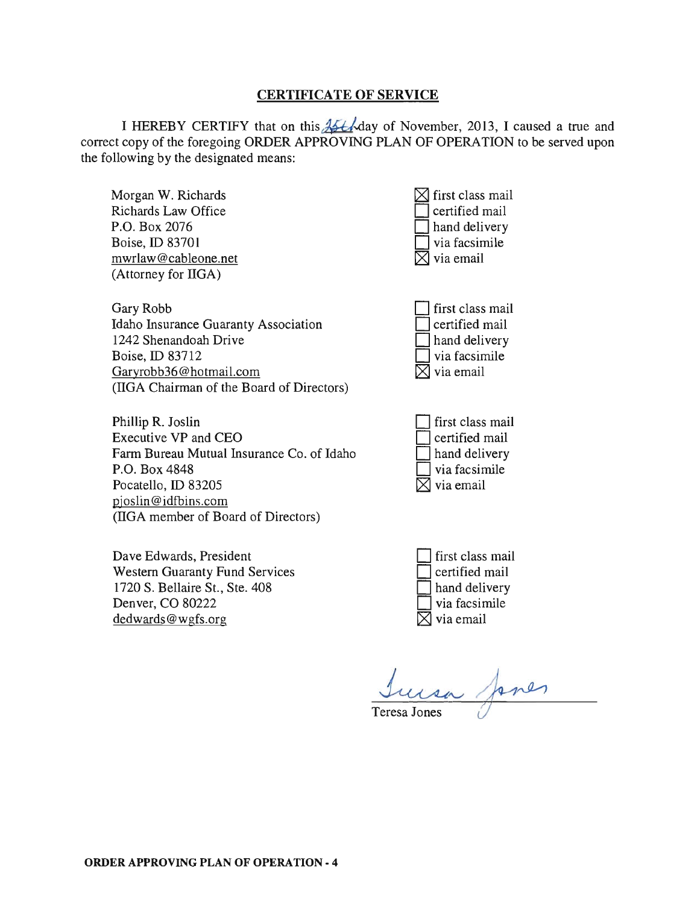## CERTIFICATE OF SERVICE

I HEREBY CERTIFY that on this 25th day of November, 2013, I caused a true and correct copy of the foregoing ORDER APPROVING PLAN OF OPERATION to be served upon the following by the designated means:

Morgan W. Richards
Richards Law Office
P.O. Box 2076
Boise, ID 83701
mwrlaw@cableone.net
(Attorney for IIGA)

- [x] first class mail
- [ ] certified mail
- [ ] hand delivery
- [ ] via facsimile
- [x] via email

Gary Robb
Idaho Insurance Guaranty Association
1242 Shenandoah Drive
Boise, ID 83712
Garyrobb36@hotmail.com
(IIGA Chairman of the Board of Directors)

- [ ] first class mail
- [ ] certified mail
- [ ] hand delivery
- [ ] via facsimile
- [x] via email

Phillip R. Joslin
Executive VP and CEO
Farm Bureau Mutual Insurance Co. of Idaho
P.O. Box 4848
Pocatello, ID 83205
pjoslin@idfbins.com
(IIGA member of Board of Directors)

- [ ] first class mail
- [ ] certified mail
- [ ] hand delivery
- [ ] via facsimile
- [x] via email

Dave Edwards, President
Western Guaranty Fund Services
1720 S. Bellaire St., Ste. 408
Denver, CO 80222
dedwards@wgfs.org

- [ ] first class mail
- [ ] certified mail
- [ ] hand delivery
- [ ] via facsimile
- [x] via email

Teresa Jones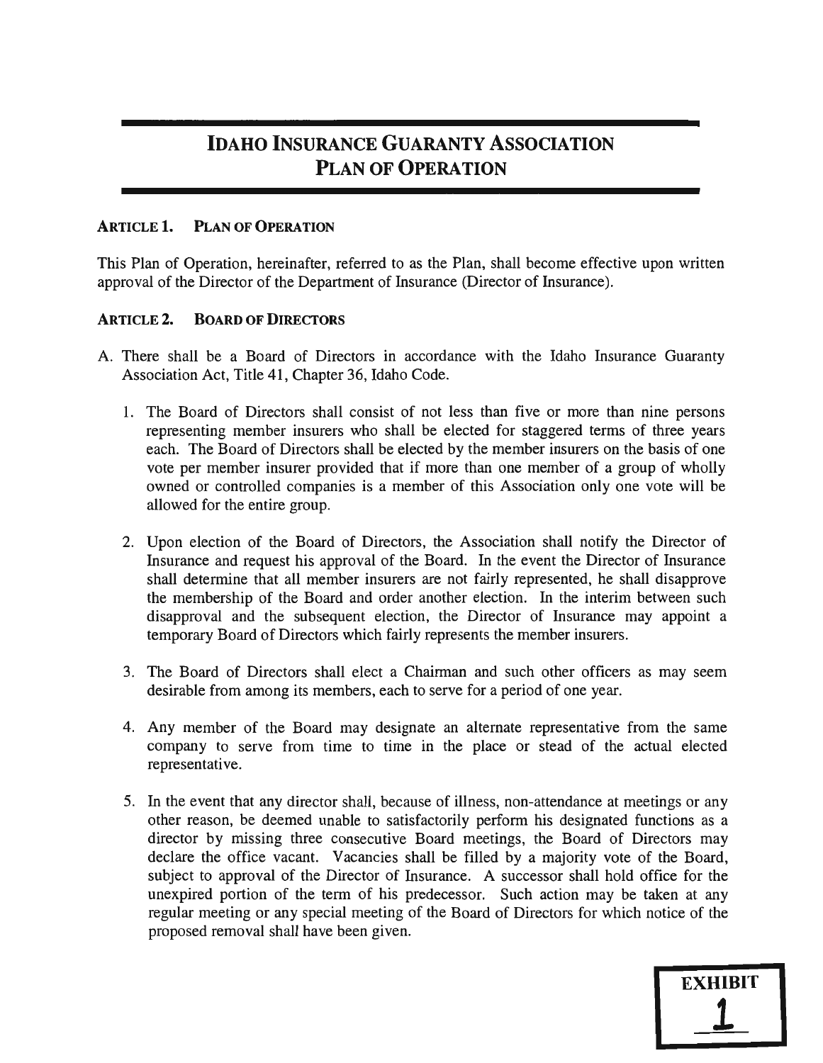# IDAHO INSURANCE GUARANTY ASSOCIATION PLAN OF OPERATION

## ARTICLE 1. PLAN OF OPERATION

This Plan of Operation, hereinafter, referred to as the Plan, shall become effective upon written approval of the Director of the Department of Insurance (Director of Insurance).

## ARTICLE 2. BOARD OF DIRECTORS

A. There shall be a Board of Directors in accordance with the Idaho Insurance Guaranty Association Act, Title 41, Chapter 36, Idaho Code.

1. The Board of Directors shall consist of not less than five or more than nine persons representing member insurers who shall be elected for staggered terms of three years each. The Board of Directors shall be elected by the member insurers on the basis of one vote per member insurer provided that if more than one member of a group of wholly owned or controlled companies is a member of this Association only one vote will be allowed for the entire group.

2. Upon election of the Board of Directors, the Association shall notify the Director of Insurance and request his approval of the Board. In the event the Director of Insurance shall determine that all member insurers are not fairly represented, he shall disapprove the membership of the Board and order another election. In the interim between such disapproval and the subsequent election, the Director of Insurance may appoint a temporary Board of Directors which fairly represents the member insurers.

3. The Board of Directors shall elect a Chairman and such other officers as may seem desirable from among its members, each to serve for a period of one year.

4. Any member of the Board may designate an alternate representative from the same company to serve from time to time in the place or stead of the actual elected representative.

5. In the event that any director shall, because of illness, non-attendance at meetings or any other reason, be deemed unable to satisfactorily perform his designated functions as a director by missing three consecutive Board meetings, the Board of Directors may declare the office vacant. Vacancies shall be filled by a majority vote of the Board, subject to approval of the Director of Insurance. A successor shall hold office for the unexpired portion of the term of his predecessor. Such action may be taken at any regular meeting or any special meeting of the Board of Directors for which notice of the proposed removal shall have been given.

EXHIBIT 1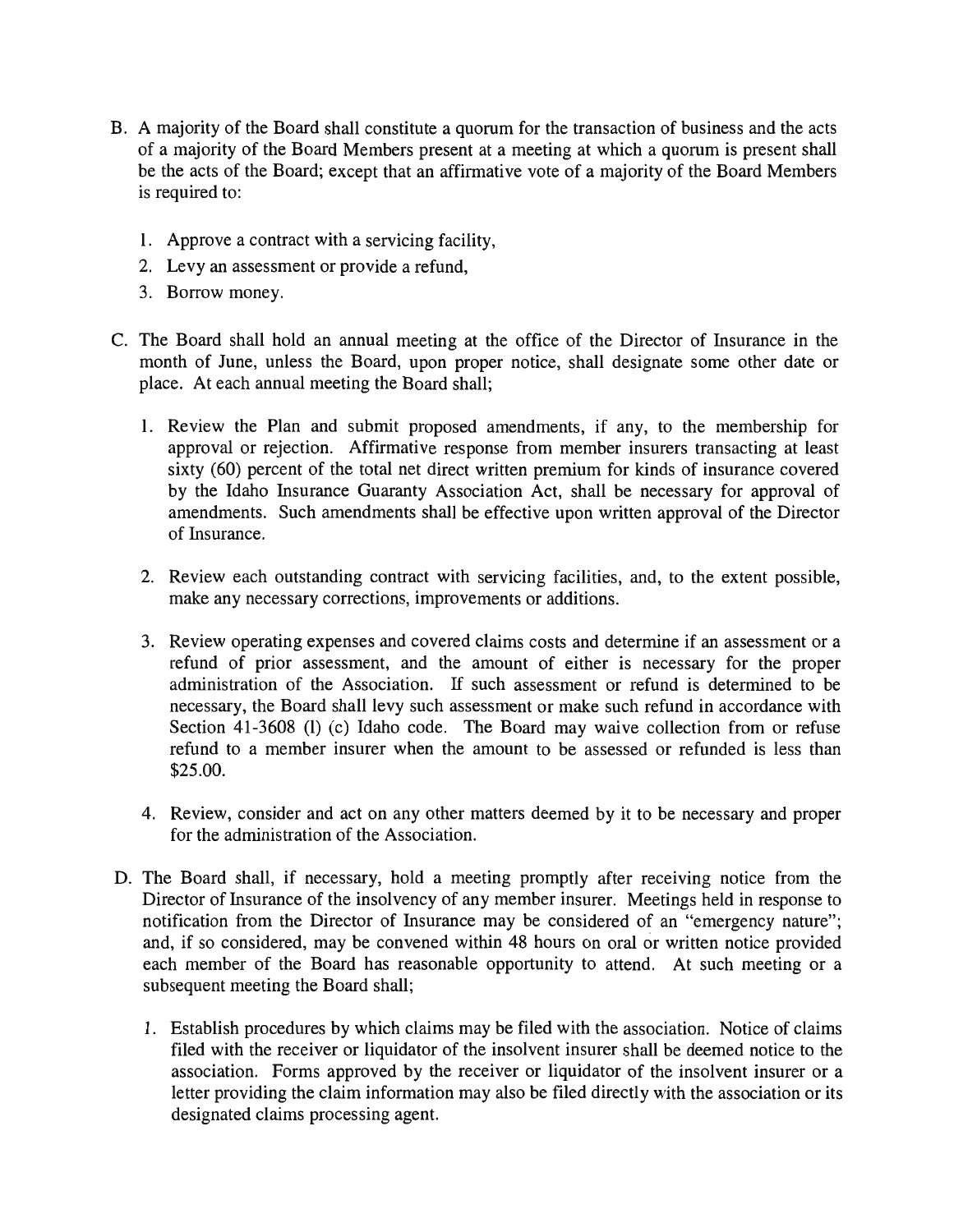B. A majority of the Board shall constitute a quorum for the transaction of business and the acts of a majority of the Board Members present at a meeting at which a quorum is present shall be the acts of the Board; except that an affirmative vote of a majority of the Board Members is required to:

   1. Approve a contract with a servicing facility,
   2. Levy an assessment or provide a refund,
   3. Borrow money.

C. The Board shall hold an annual meeting at the office of the Director of Insurance in the month of June, unless the Board, upon proper notice, shall designate some other date or place. At each annual meeting the Board shall;

   1. Review the Plan and submit proposed amendments, if any, to the membership for approval or rejection. Affirmative response from member insurers transacting at least sixty (60) percent of the total net direct written premium for kinds of insurance covered by the Idaho Insurance Guaranty Association Act, shall be necessary for approval of amendments. Such amendments shall be effective upon written approval of the Director of Insurance.

   2. Review each outstanding contract with servicing facilities, and, to the extent possible, make any necessary corrections, improvements or additions.

   3. Review operating expenses and covered claims costs and determine if an assessment or a refund of prior assessment, and the amount of either is necessary for the proper administration of the Association. If such assessment or refund is determined to be necessary, the Board shall levy such assessment or make such refund in accordance with Section 41-3608 (l) (c) Idaho code. The Board may waive collection from or refuse refund to a member insurer when the amount to be assessed or refunded is less than $25.00.

   4. Review, consider and act on any other matters deemed by it to be necessary and proper for the administration of the Association.

D. The Board shall, if necessary, hold a meeting promptly after receiving notice from the Director of Insurance of the insolvency of any member insurer. Meetings held in response to notification from the Director of Insurance may be considered of an "emergency nature"; and, if so considered, may be convened within 48 hours on oral or written notice provided each member of the Board has reasonable opportunity to attend. At such meeting or a subsequent meeting the Board shall;

   1. Establish procedures by which claims may be filed with the association. Notice of claims filed with the receiver or liquidator of the insolvent insurer shall be deemed notice to the association. Forms approved by the receiver or liquidator of the insolvent insurer or a letter providing the claim information may also be filed directly with the association or its designated claims processing agent.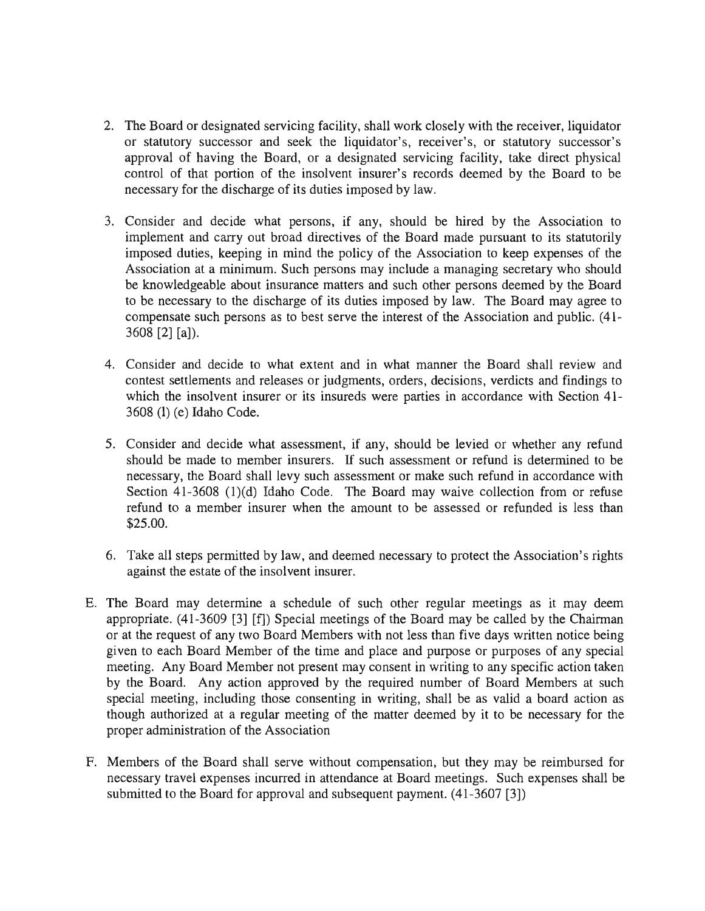2. The Board or designated servicing facility, shall work closely with the receiver, liquidator or statutory successor and seek the liquidator's, receiver's, or statutory successor's approval of having the Board, or a designated servicing facility, take direct physical control of that portion of the insolvent insurer's records deemed by the Board to be necessary for the discharge of its duties imposed by law.

3. Consider and decide what persons, if any, should be hired by the Association to implement and carry out broad directives of the Board made pursuant to its statutorily imposed duties, keeping in mind the policy of the Association to keep expenses of the Association at a minimum. Such persons may include a managing secretary who should be knowledgeable about insurance matters and such other persons deemed by the Board to be necessary to the discharge of its duties imposed by law. The Board may agree to compensate such persons as to best serve the interest of the Association and public. (41-3608 [2] [a]).

4. Consider and decide to what extent and in what manner the Board shall review and contest settlements and releases or judgments, orders, decisions, verdicts and findings to which the insolvent insurer or its insureds were parties in accordance with Section 41-3608 (l) (e) Idaho Code.

5. Consider and decide what assessment, if any, should be levied or whether any refund should be made to member insurers. If such assessment or refund is determined to be necessary, the Board shall levy such assessment or make such refund in accordance with Section 41-3608 (1)(d) Idaho Code. The Board may waive collection from or refuse refund to a member insurer when the amount to be assessed or refunded is less than $25.00.

6. Take all steps permitted by law, and deemed necessary to protect the Association's rights against the estate of the insolvent insurer.

E. The Board may determine a schedule of such other regular meetings as it may deem appropriate. (41-3609 [3] [f]) Special meetings of the Board may be called by the Chairman or at the request of any two Board Members with not less than five days written notice being given to each Board Member of the time and place and purpose or purposes of any special meeting. Any Board Member not present may consent in writing to any specific action taken by the Board. Any action approved by the required number of Board Members at such special meeting, including those consenting in writing, shall be as valid a board action as though authorized at a regular meeting of the matter deemed by it to be necessary for the proper administration of the Association

F. Members of the Board shall serve without compensation, but they may be reimbursed for necessary travel expenses incurred in attendance at Board meetings. Such expenses shall be submitted to the Board for approval and subsequent payment. (41-3607 [3])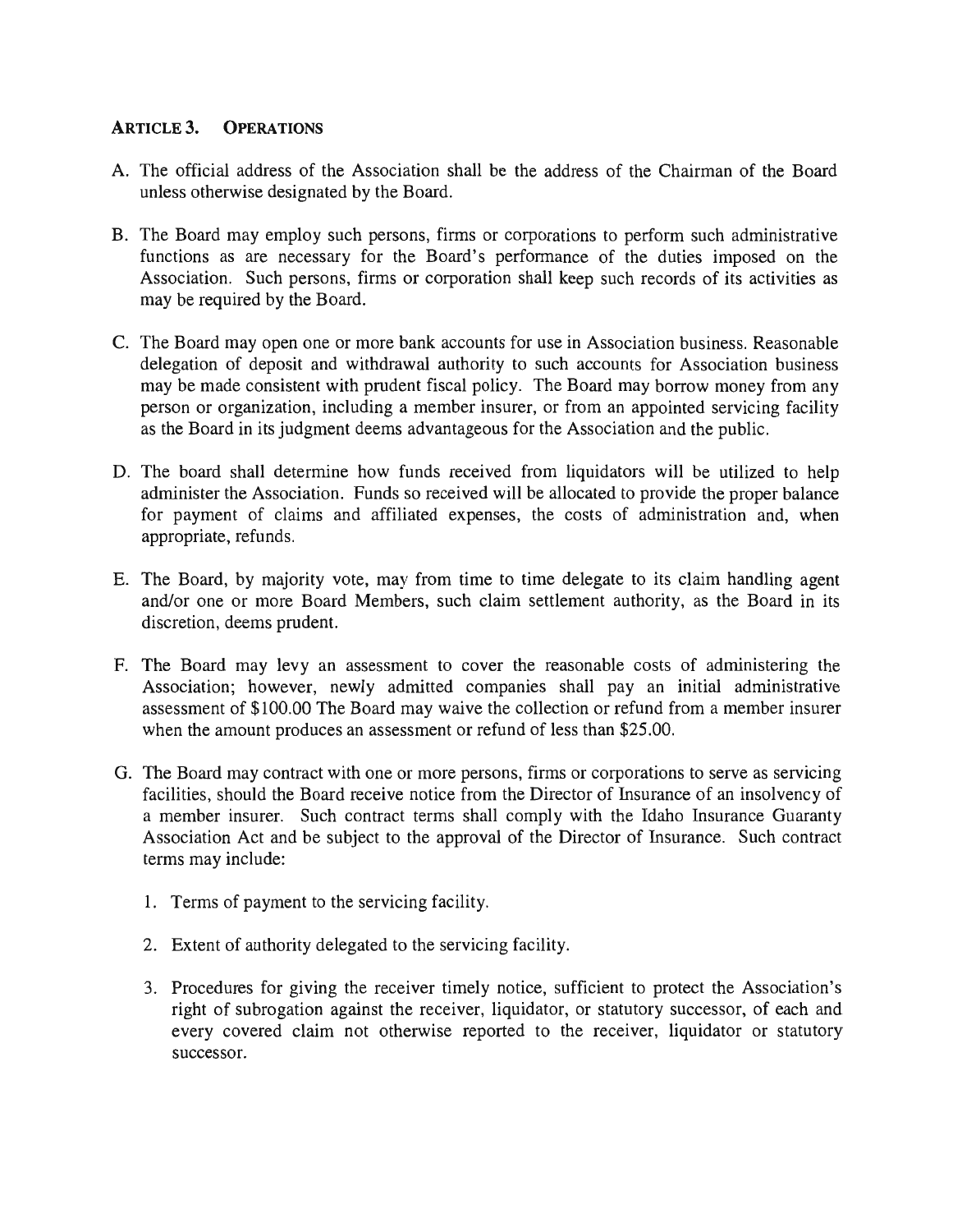## ARTICLE 3. OPERATIONS

A. The official address of the Association shall be the address of the Chairman of the Board unless otherwise designated by the Board.

B. The Board may employ such persons, firms or corporations to perform such administrative functions as are necessary for the Board's performance of the duties imposed on the Association. Such persons, firms or corporation shall keep such records of its activities as may be required by the Board.

C. The Board may open one or more bank accounts for use in Association business. Reasonable delegation of deposit and withdrawal authority to such accounts for Association business may be made consistent with prudent fiscal policy. The Board may borrow money from any person or organization, including a member insurer, or from an appointed servicing facility as the Board in its judgment deems advantageous for the Association and the public.

D. The board shall determine how funds received from liquidators will be utilized to help administer the Association. Funds so received will be allocated to provide the proper balance for payment of claims and affiliated expenses, the costs of administration and, when appropriate, refunds.

E. The Board, by majority vote, may from time to time delegate to its claim handling agent and/or one or more Board Members, such claim settlement authority, as the Board in its discretion, deems prudent.

F. The Board may levy an assessment to cover the reasonable costs of administering the Association; however, newly admitted companies shall pay an initial administrative assessment of $100.00 The Board may waive the collection or refund from a member insurer when the amount produces an assessment or refund of less than $25.00.

G. The Board may contract with one or more persons, firms or corporations to serve as servicing facilities, should the Board receive notice from the Director of Insurance of an insolvency of a member insurer. Such contract terms shall comply with the Idaho Insurance Guaranty Association Act and be subject to the approval of the Director of Insurance. Such contract terms may include:

   1. Terms of payment to the servicing facility.

   2. Extent of authority delegated to the servicing facility.

   3. Procedures for giving the receiver timely notice, sufficient to protect the Association's right of subrogation against the receiver, liquidator, or statutory successor, of each and every covered claim not otherwise reported to the receiver, liquidator or statutory successor.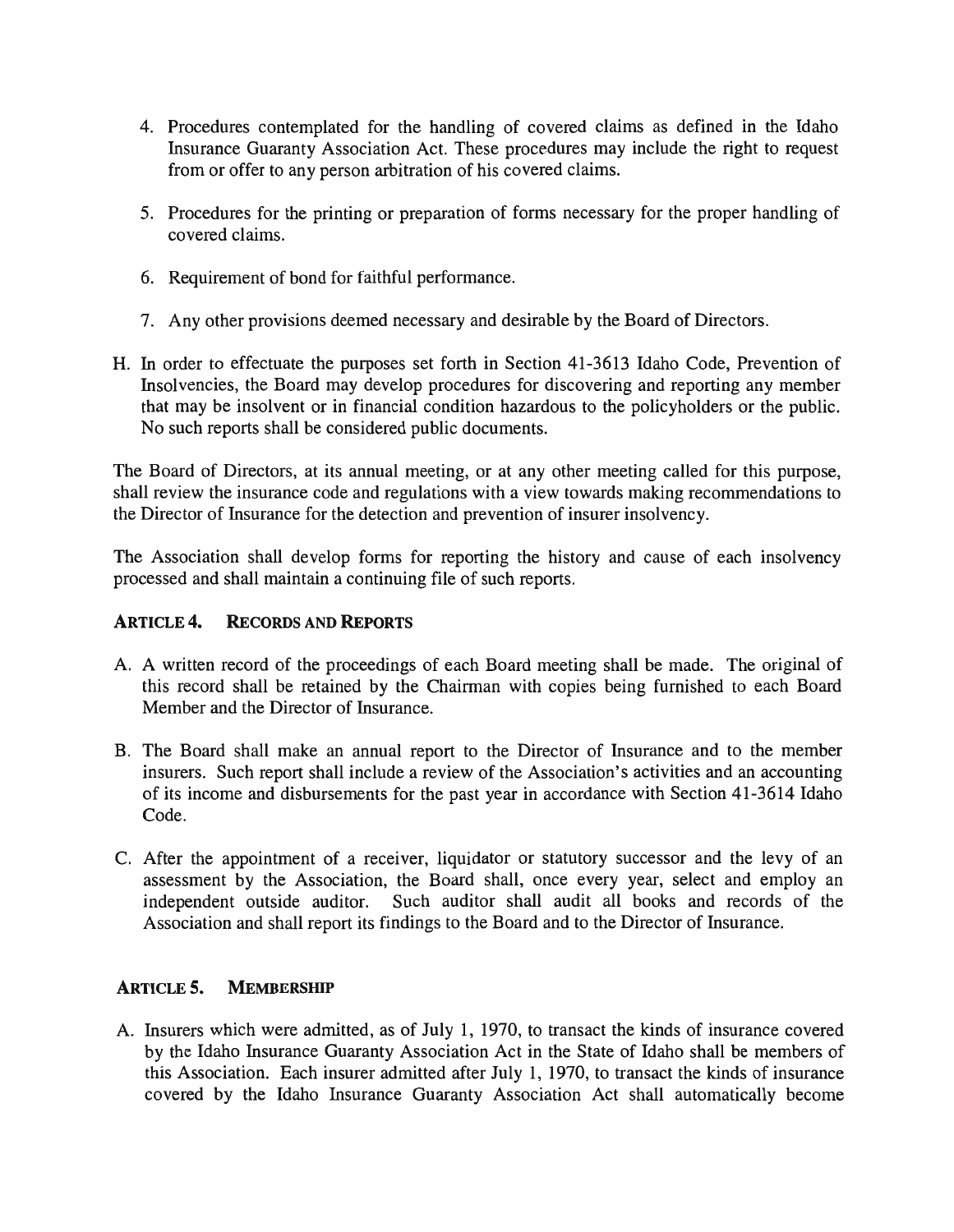4. Procedures contemplated for the handling of covered claims as defined in the Idaho Insurance Guaranty Association Act. These procedures may include the right to request from or offer to any person arbitration of his covered claims.

5. Procedures for the printing or preparation of forms necessary for the proper handling of covered claims.

6. Requirement of bond for faithful performance.

7. Any other provisions deemed necessary and desirable by the Board of Directors.

H. In order to effectuate the purposes set forth in Section 41-3613 Idaho Code, Prevention of Insolvencies, the Board may develop procedures for discovering and reporting any member that may be insolvent or in financial condition hazardous to the policyholders or the public. No such reports shall be considered public documents.

The Board of Directors, at its annual meeting, or at any other meeting called for this purpose, shall review the insurance code and regulations with a view towards making recommendations to the Director of Insurance for the detection and prevention of insurer insolvency.

The Association shall develop forms for reporting the history and cause of each insolvency processed and shall maintain a continuing file of such reports.

## ARTICLE 4. RECORDS AND REPORTS

A. A written record of the proceedings of each Board meeting shall be made. The original of this record shall be retained by the Chairman with copies being furnished to each Board Member and the Director of Insurance.

B. The Board shall make an annual report to the Director of Insurance and to the member insurers. Such report shall include a review of the Association's activities and an accounting of its income and disbursements for the past year in accordance with Section 41-3614 Idaho Code.

C. After the appointment of a receiver, liquidator or statutory successor and the levy of an assessment by the Association, the Board shall, once every year, select and employ an independent outside auditor. Such auditor shall audit all books and records of the Association and shall report its findings to the Board and to the Director of Insurance.

## ARTICLE 5. MEMBERSHIP

A. Insurers which were admitted, as of July 1, 1970, to transact the kinds of insurance covered by the Idaho Insurance Guaranty Association Act in the State of Idaho shall be members of this Association. Each insurer admitted after July 1, 1970, to transact the kinds of insurance covered by the Idaho Insurance Guaranty Association Act shall automatically become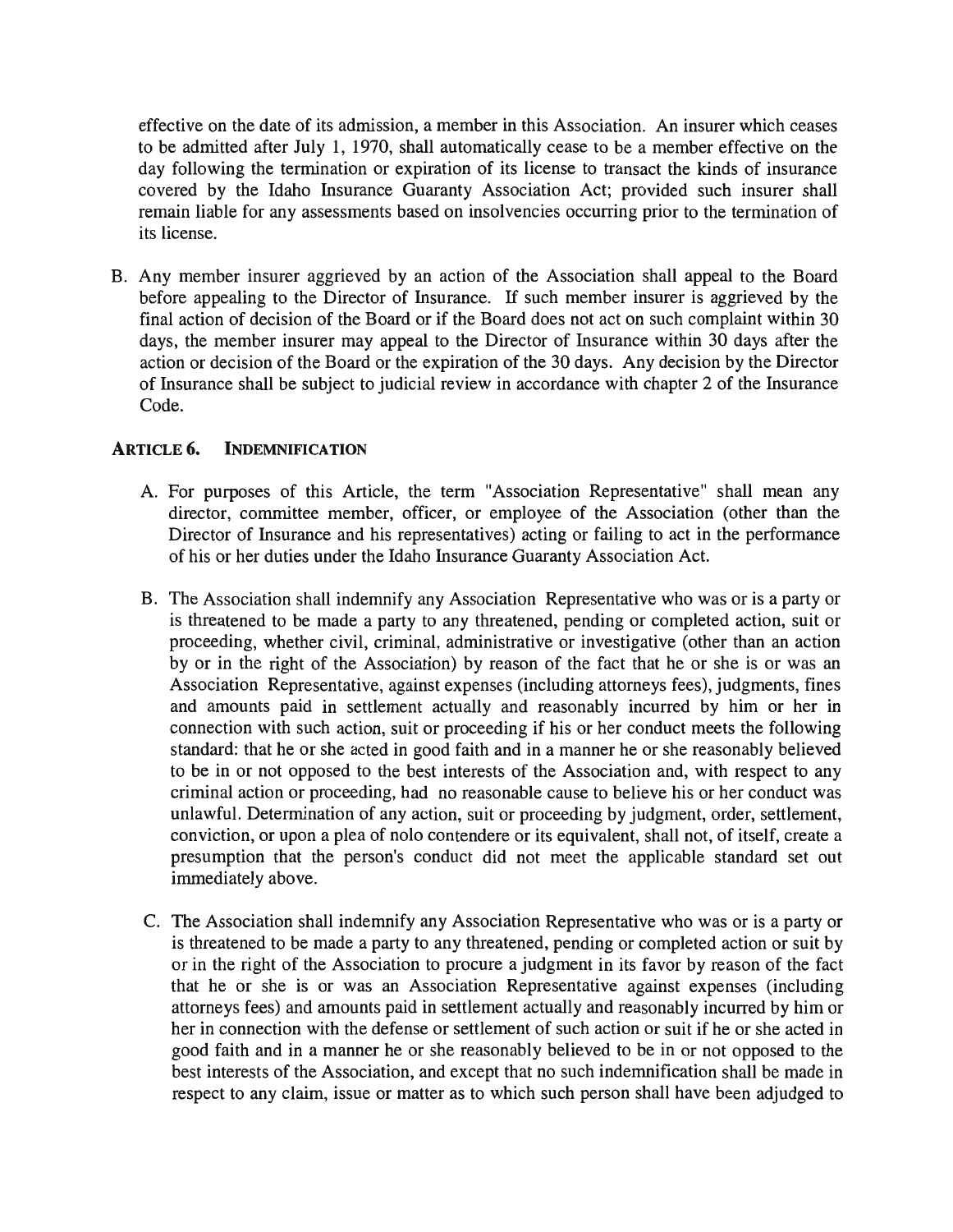effective on the date of its admission, a member in this Association. An insurer which ceases to be admitted after July 1, 1970, shall automatically cease to be a member effective on the day following the termination or expiration of its license to transact the kinds of insurance covered by the Idaho Insurance Guaranty Association Act; provided such insurer shall remain liable for any assessments based on insolvencies occurring prior to the termination of its license.

B. Any member insurer aggrieved by an action of the Association shall appeal to the Board before appealing to the Director of Insurance. If such member insurer is aggrieved by the final action of decision of the Board or if the Board does not act on such complaint within 30 days, the member insurer may appeal to the Director of Insurance within 30 days after the action or decision of the Board or the expiration of the 30 days. Any decision by the Director of Insurance shall be subject to judicial review in accordance with chapter 2 of the Insurance Code.

## ARTICLE 6. INDEMNIFICATION

A. For purposes of this Article, the term "Association Representative" shall mean any director, committee member, officer, or employee of the Association (other than the Director of Insurance and his representatives) acting or failing to act in the performance of his or her duties under the Idaho Insurance Guaranty Association Act.

B. The Association shall indemnify any Association Representative who was or is a party or is threatened to be made a party to any threatened, pending or completed action, suit or proceeding, whether civil, criminal, administrative or investigative (other than an action by or in the right of the Association) by reason of the fact that he or she is or was an Association Representative, against expenses (including attorneys fees), judgments, fines and amounts paid in settlement actually and reasonably incurred by him or her in connection with such action, suit or proceeding if his or her conduct meets the following standard: that he or she acted in good faith and in a manner he or she reasonably believed to be in or not opposed to the best interests of the Association and, with respect to any criminal action or proceeding, had no reasonable cause to believe his or her conduct was unlawful. Determination of any action, suit or proceeding by judgment, order, settlement, conviction, or upon a plea of nolo contendere or its equivalent, shall not, of itself, create a presumption that the person's conduct did not meet the applicable standard set out immediately above.

C. The Association shall indemnify any Association Representative who was or is a party or is threatened to be made a party to any threatened, pending or completed action or suit by or in the right of the Association to procure a judgment in its favor by reason of the fact that he or she is or was an Association Representative against expenses (including attorneys fees) and amounts paid in settlement actually and reasonably incurred by him or her in connection with the defense or settlement of such action or suit if he or she acted in good faith and in a manner he or she reasonably believed to be in or not opposed to the best interests of the Association, and except that no such indemnification shall be made in respect to any claim, issue or matter as to which such person shall have been adjudged to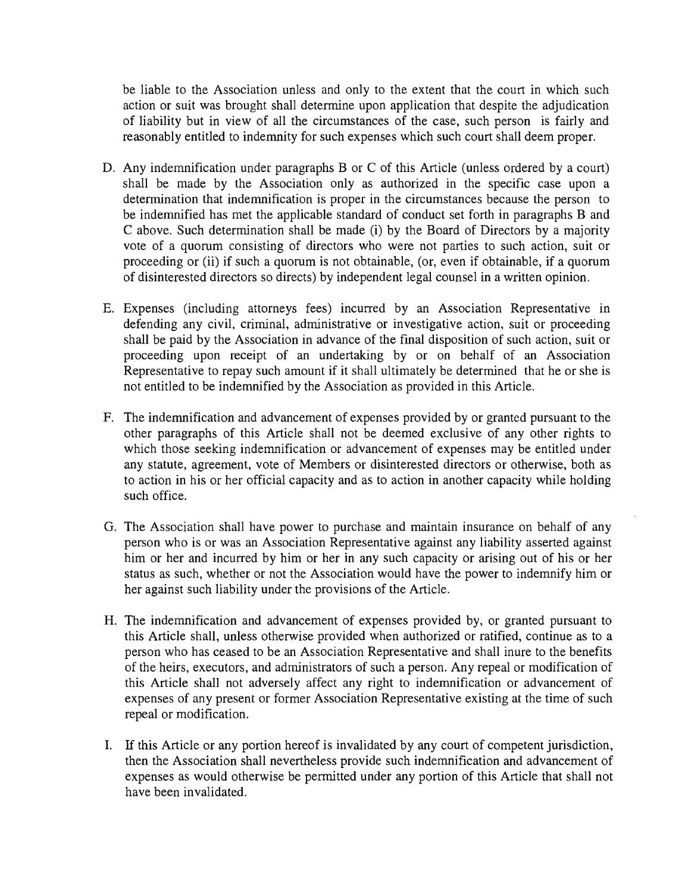be liable to the Association unless and only to the extent that the court in which such action or suit was brought shall determine upon application that despite the adjudication of liability but in view of all the circumstances of the case, such person is fairly and reasonably entitled to indemnity for such expenses which such court shall deem proper.

D. Any indemnification under paragraphs B or C of this Article (unless ordered by a court) shall be made by the Association only as authorized in the specific case upon a determination that indemnification is proper in the circumstances because the person to be indemnified has met the applicable standard of conduct set forth in paragraphs B and C above. Such determination shall be made (i) by the Board of Directors by a majority vote of a quorum consisting of directors who were not parties to such action, suit or proceeding or (ii) if such a quorum is not obtainable, (or, even if obtainable, if a quorum of disinterested directors so directs) by independent legal counsel in a written opinion.

E. Expenses (including attorneys fees) incurred by an Association Representative in defending any civil, criminal, administrative or investigative action, suit or proceeding shall be paid by the Association in advance of the final disposition of such action, suit or proceeding upon receipt of an undertaking by or on behalf of an Association Representative to repay such amount if it shall ultimately be determined that he or she is not entitled to be indemnified by the Association as provided in this Article.

F. The indemnification and advancement of expenses provided by or granted pursuant to the other paragraphs of this Article shall not be deemed exclusive of any other rights to which those seeking indemnification or advancement of expenses may be entitled under any statute, agreement, vote of Members or disinterested directors or otherwise, both as to action in his or her official capacity and as to action in another capacity while holding such office.

G. The Association shall have power to purchase and maintain insurance on behalf of any person who is or was an Association Representative against any liability asserted against him or her and incurred by him or her in any such capacity or arising out of his or her status as such, whether or not the Association would have the power to indemnify him or her against such liability under the provisions of the Article.

H. The indemnification and advancement of expenses provided by, or granted pursuant to this Article shall, unless otherwise provided when authorized or ratified, continue as to a person who has ceased to be an Association Representative and shall inure to the benefits of the heirs, executors, and administrators of such a person. Any repeal or modification of this Article shall not adversely affect any right to indemnification or advancement of expenses of any present or former Association Representative existing at the time of such repeal or modification.

I. If this Article or any portion hereof is invalidated by any court of competent jurisdiction, then the Association shall nevertheless provide such indemnification and advancement of expenses as would otherwise be permitted under any portion of this Article that shall not have been invalidated.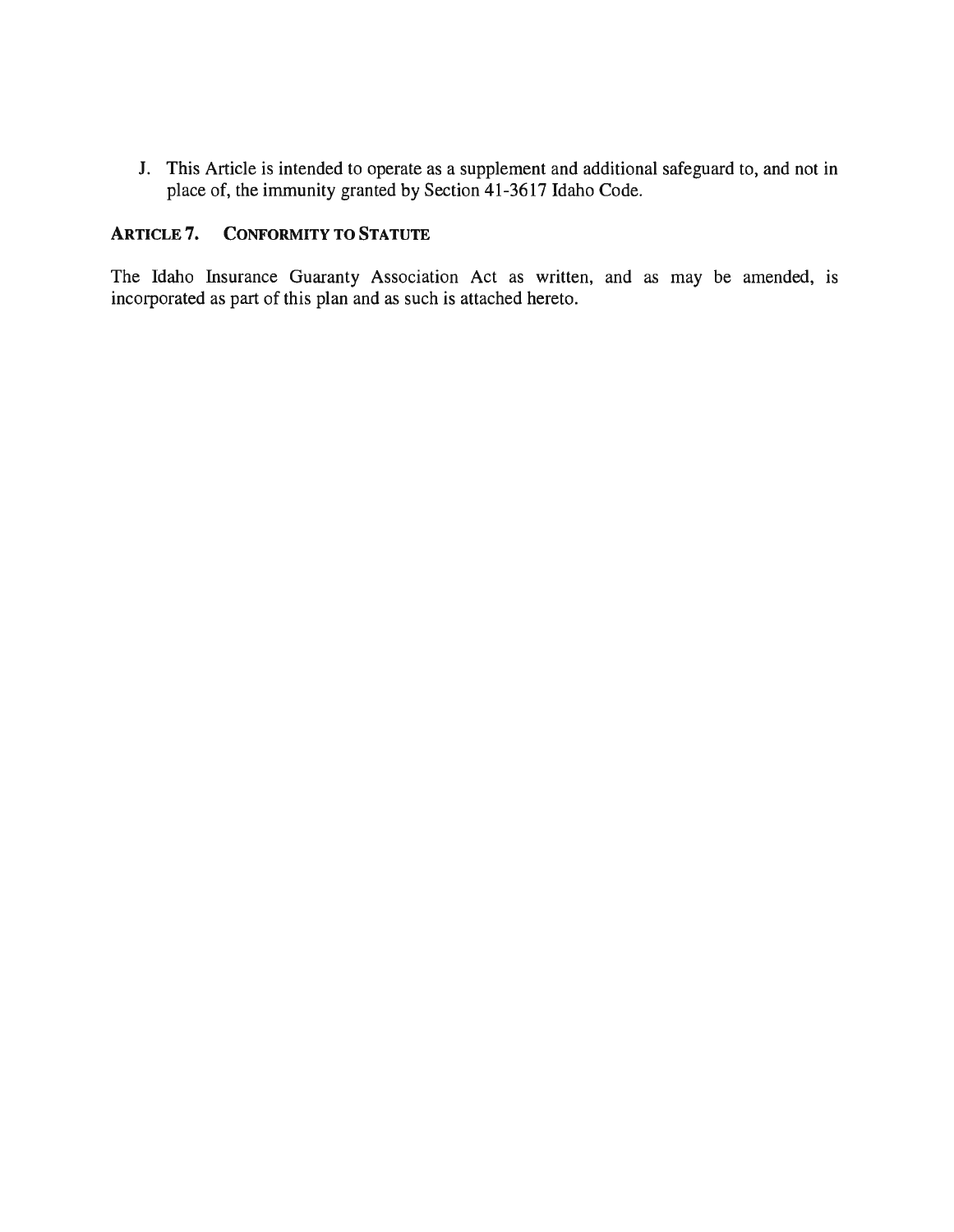J. This Article is intended to operate as a supplement and additional safeguard to, and not in place of, the immunity granted by Section 41-3617 Idaho Code.

## ARTICLE 7. CONFORMITY TO STATUTE

The Idaho Insurance Guaranty Association Act as written, and as may be amended, is incorporated as part of this plan and as such is attached hereto.